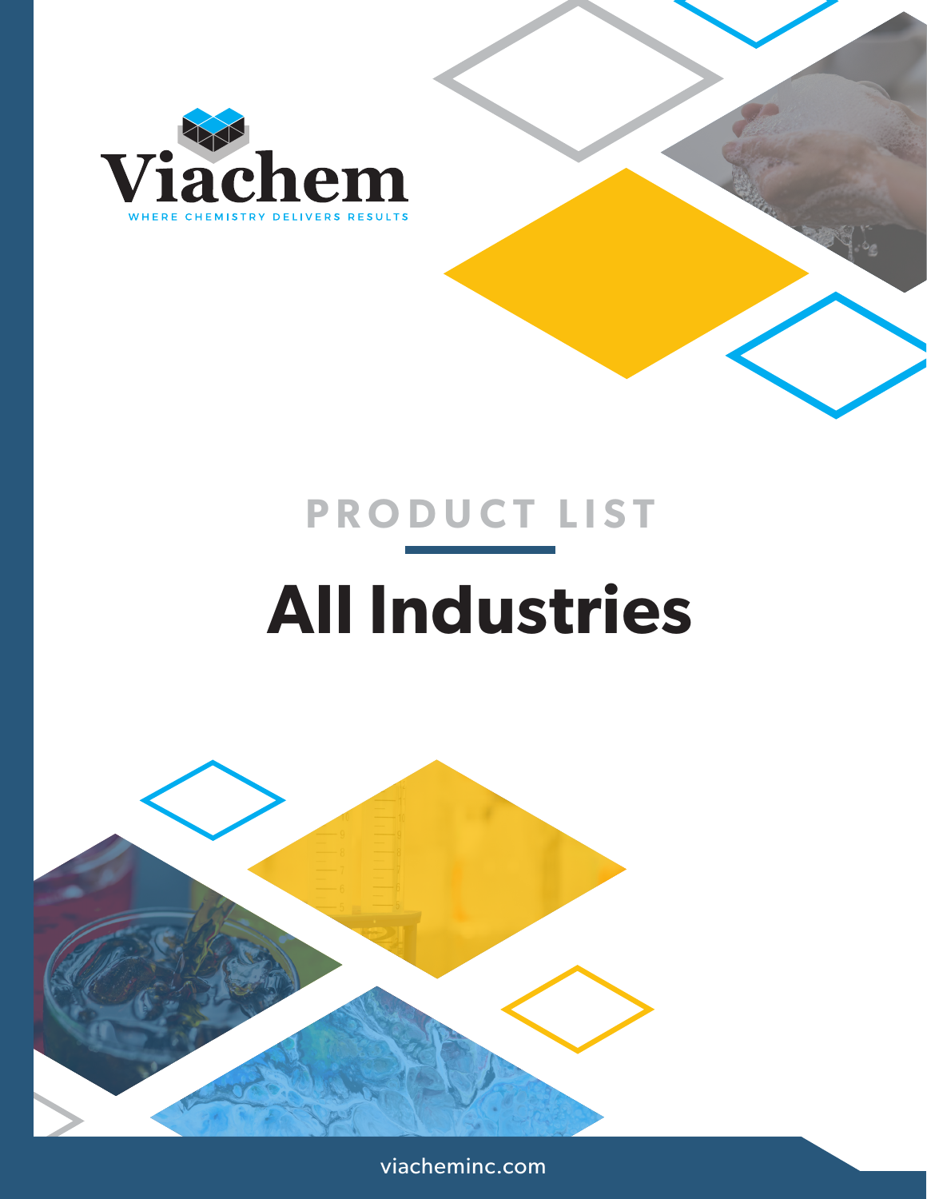Viachem

WHERE CHEMISTRY DELIVERS RESULTS

## PRODUCT LIST

# All Industries

viacheminc.com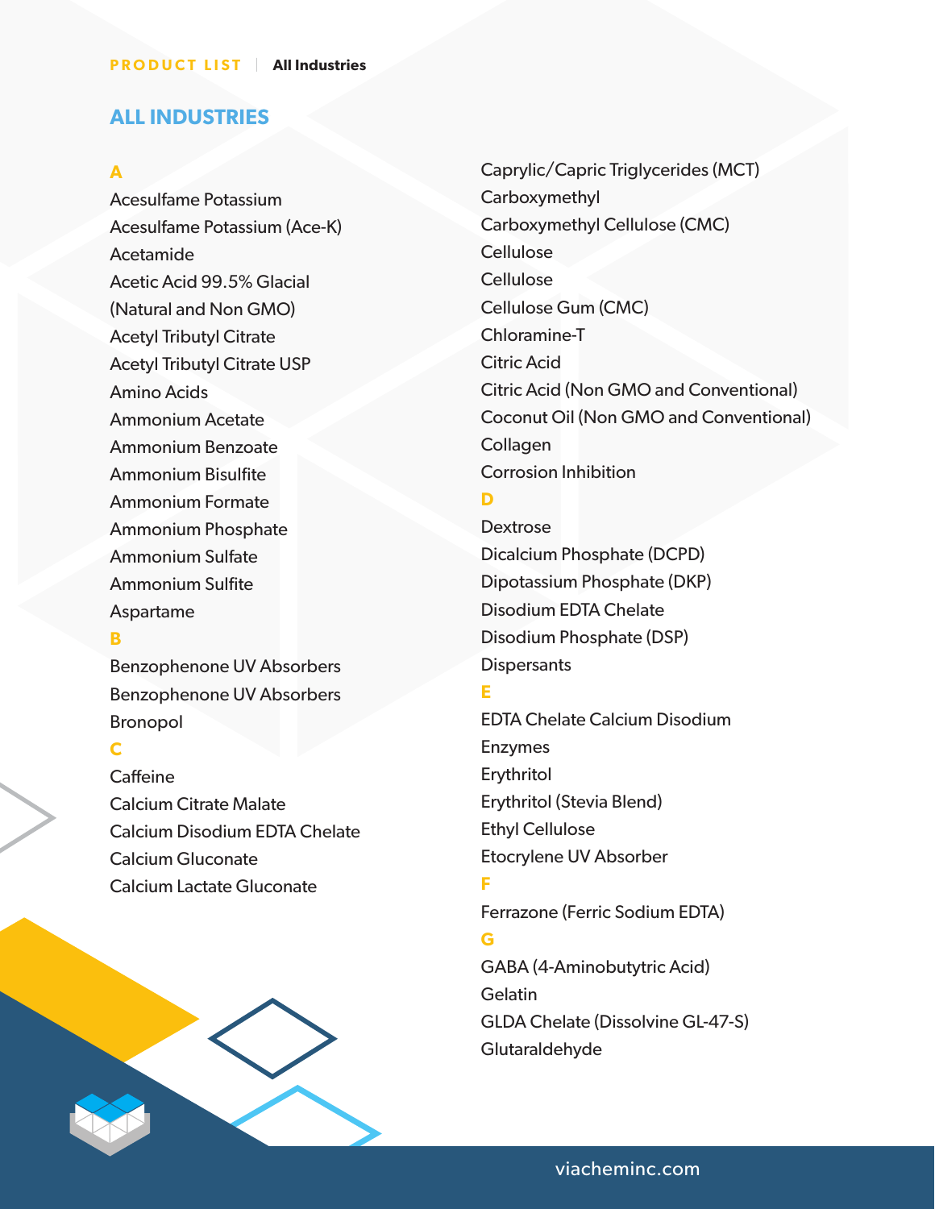# ALL INDUSTRIES

### A

Acesulfame Potassium
Acesulfame Potassium (Ace-K)
Acetamide
Acetic Acid 99.5% Glacial
(Natural and Non GMO)
Acetyl Tributyl Citrate
Acetyl Tributyl Citrate USP
Amino Acids
Ammonium Acetate
Ammonium Benzoate
Ammonium Bisulfite
Ammonium Formate
Ammonium Phosphate
Ammonium Sulfate
Ammonium Sulfite
Aspartame

### B

Benzophenone UV Absorbers
Benzophenone UV Absorbers
Bronopol

### C

Caffeine
Calcium Citrate Malate
Calcium Disodium EDTA Chelate
Calcium Gluconate
Calcium Lactate Gluconate
Caprylic/Capric Triglycerides (MCT)
Carboxymethyl
Carboxymethyl Cellulose (CMC)
Cellulose
Cellulose
Cellulose Gum (CMC)
Chloramine-T
Citric Acid
Citric Acid (Non GMO and Conventional)
Coconut Oil (Non GMO and Conventional)
Collagen
Corrosion Inhibition

### D

Dextrose
Dicalcium Phosphate (DCPD)
Dipotassium Phosphate (DKP)
Disodium EDTA Chelate
Disodium Phosphate (DSP)
Dispersants

### E

EDTA Chelate Calcium Disodium
Enzymes
Erythritol
Erythritol (Stevia Blend)
Ethyl Cellulose
Etocrylene UV Absorber

### F

Ferrazone (Ferric Sodium EDTA)

### G

GABA (4-Aminobutytric Acid)
Gelatin
GLDA Chelate (Dissolvine GL-47-S)
Glutaraldehyde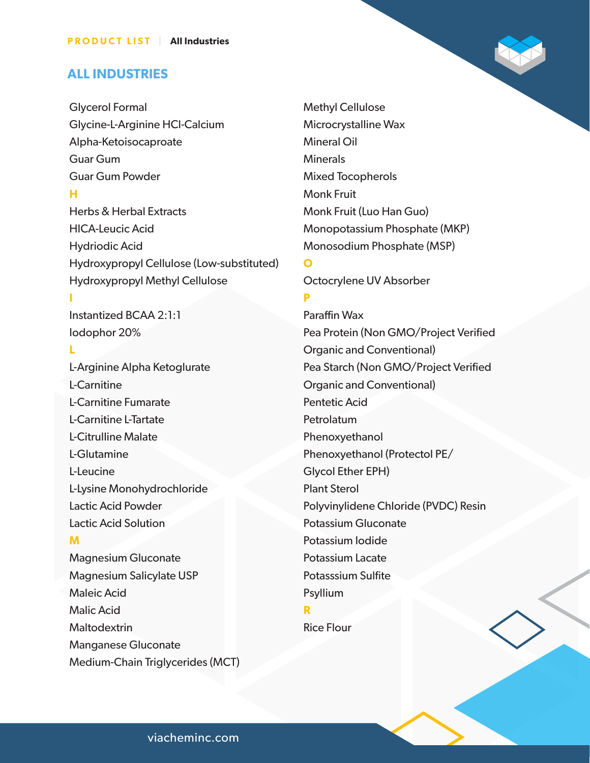PRODUCT LIST | All Industries

## ALL INDUSTRIES

Glycerol Formal
Glycine-L-Arginine HCl-Calcium
Alpha-Ketoisocaproate
Guar Gum
Guar Gum Powder

### H

Herbs & Herbal Extracts
HICA-Leucic Acid
Hydriodic Acid
Hydroxypropyl Cellulose (Low-substituted)
Hydroxypropyl Methyl Cellulose

### I

Instantized BCAA 2:1:1
Iodophor 20%

### L

L-Arginine Alpha Ketoglurate
L-Carnitine
L-Carnitine Fumarate
L-Carnitine L-Tartate
L-Citrulline Malate
L-Glutamine
L-Leucine
L-Lysine Monohydrochloride
Lactic Acid Powder
Lactic Acid Solution

### M

Magnesium Gluconate
Magnesium Salicylate USP
Maleic Acid
Malic Acid
Maltodextrin
Manganese Gluconate
Medium-Chain Triglycerides (MCT)
Methyl Cellulose
Microcrystalline Wax
Mineral Oil
Minerals
Mixed Tocopherols
Monk Fruit
Monk Fruit (Luo Han Guo)
Monopotassium Phosphate (MKP)
Monosodium Phosphate (MSP)

### O

Octocrylene UV Absorber

### P

Paraffin Wax
Pea Protein (Non GMO/Project Verified Organic and Conventional)
Pea Starch (Non GMO/Project Verified Organic and Conventional)
Pentetic Acid
Petrolatum
Phenoxyethanol
Phenoxyethanol (Protectol PE/ Glycol Ether EPH)
Plant Sterol
Polyvinylidene Chloride (PVDC) Resin
Potassium Gluconate
Potassium Iodide
Potassium Lacate
Potasssium Sulfite
Psyllium

### R

Rice Flour

viacheminc.com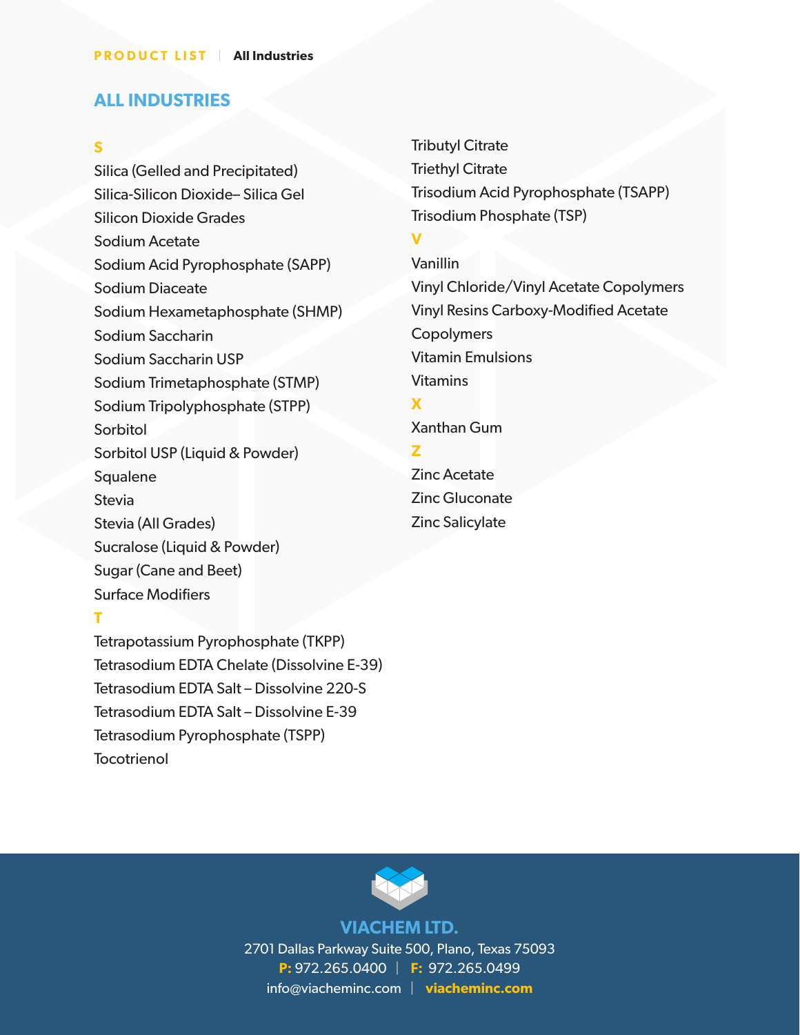## ALL INDUSTRIES

### S

Silica (Gelled and Precipitated)
Silica-Silicon Dioxide– Silica Gel
Silicon Dioxide Grades
Sodium Acetate
Sodium Acid Pyrophosphate (SAPP)
Sodium Diaceate
Sodium Hexametaphosphate (SHMP)
Sodium Saccharin
Sodium Saccharin USP
Sodium Trimetaphosphate (STMP)
Sodium Tripolyphosphate (STPP)
Sorbitol
Sorbitol USP (Liquid & Powder)
Squalene
Stevia
Stevia (All Grades)
Sucralose (Liquid & Powder)
Sugar (Cane and Beet)
Surface Modifiers

### T

Tetrapotassium Pyrophosphate (TKPP)
Tetrasodium EDTA Chelate (Dissolvine E-39)
Tetrasodium EDTA Salt – Dissolvine 220-S
Tetrasodium EDTA Salt – Dissolvine E-39
Tetrasodium Pyrophosphate (TSPP)
Tocotrienol
Tributyl Citrate
Triethyl Citrate
Trisodium Acid Pyrophosphate (TSAPP)
Trisodium Phosphate (TSP)

### V

Vanillin
Vinyl Chloride/Vinyl Acetate Copolymers
Vinyl Resins Carboxy-Modified Acetate Copolymers
Vitamin Emulsions
Vitamins

### X

Xanthan Gum

### Z

Zinc Acetate
Zinc Gluconate
Zinc Salicylate

**VIACHEM LTD.**
2701 Dallas Parkway Suite 500, Plano, Texas 75093
**P:** 972.265.0400 | **F:** 972.265.0499
info@viacheminc.com | **viacheminc.com**